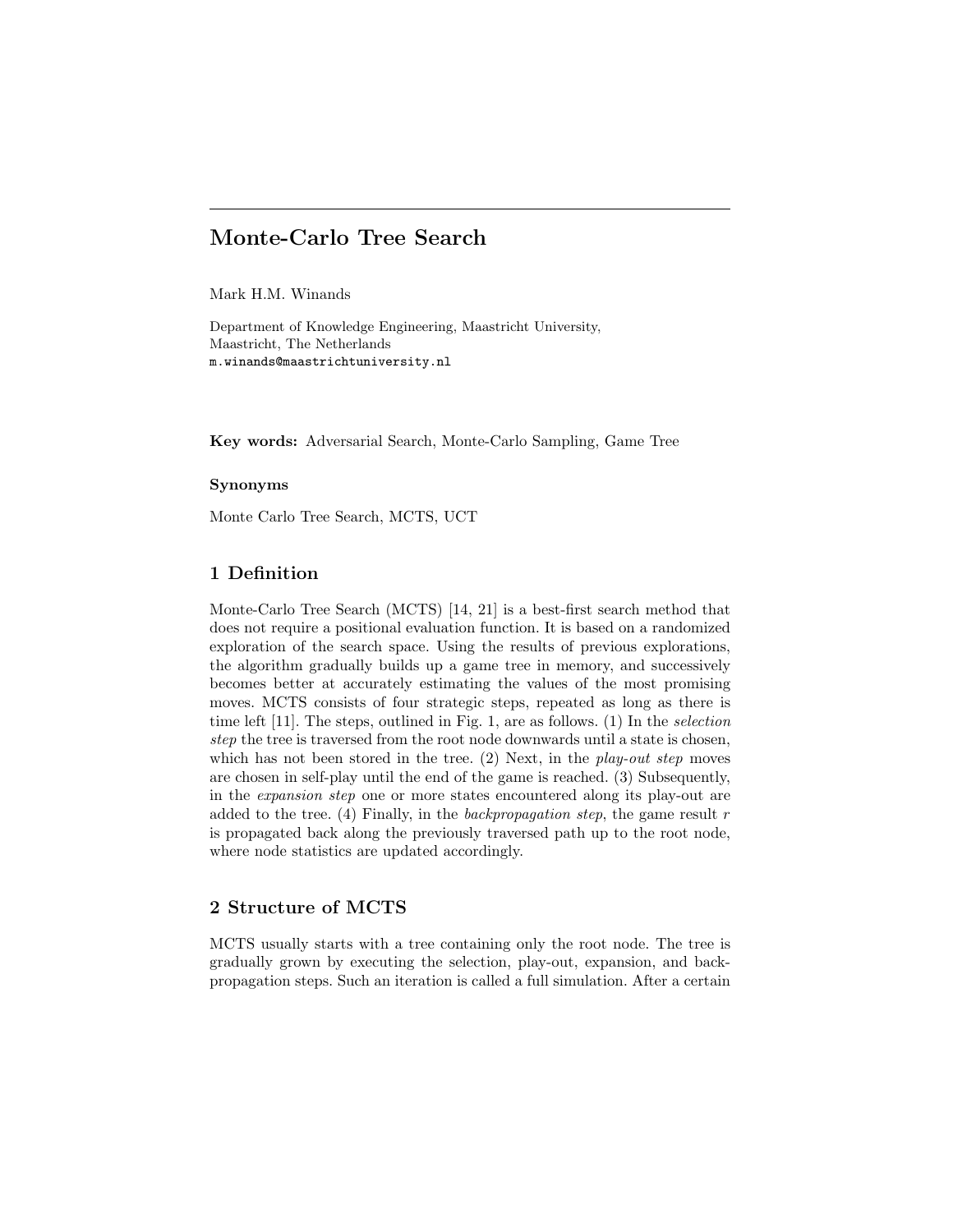# Monte-Carlo Tree Search

Mark H.M. Winands

Department of Knowledge Engineering, Maastricht University,
Maastricht, The Netherlands
m.winands@maastrichtuniversity.nl

**Key words:** Adversarial Search, Monte-Carlo Sampling, Game Tree

### Synonyms

Monte Carlo Tree Search, MCTS, UCT

## 1 Definition

Monte-Carlo Tree Search (MCTS) [14, 21] is a best-first search method that does not require a positional evaluation function. It is based on a randomized exploration of the search space. Using the results of previous explorations, the algorithm gradually builds up a game tree in memory, and successively becomes better at accurately estimating the values of the most promising moves. MCTS consists of four strategic steps, repeated as long as there is time left [11]. The steps, outlined in Fig. 1, are as follows. (1) In the *selection step* the tree is traversed from the root node downwards until a state is chosen, which has not been stored in the tree. (2) Next, in the *play-out step* moves are chosen in self-play until the end of the game is reached. (3) Subsequently, in the *expansion step* one or more states encountered along its play-out are added to the tree. (4) Finally, in the *backpropagation step*, the game result $r$ is propagated back along the previously traversed path up to the root node, where node statistics are updated accordingly.

## 2 Structure of MCTS

MCTS usually starts with a tree containing only the root node. The tree is gradually grown by executing the selection, play-out, expansion, and backpropagation steps. Such an iteration is called a full simulation. After a certain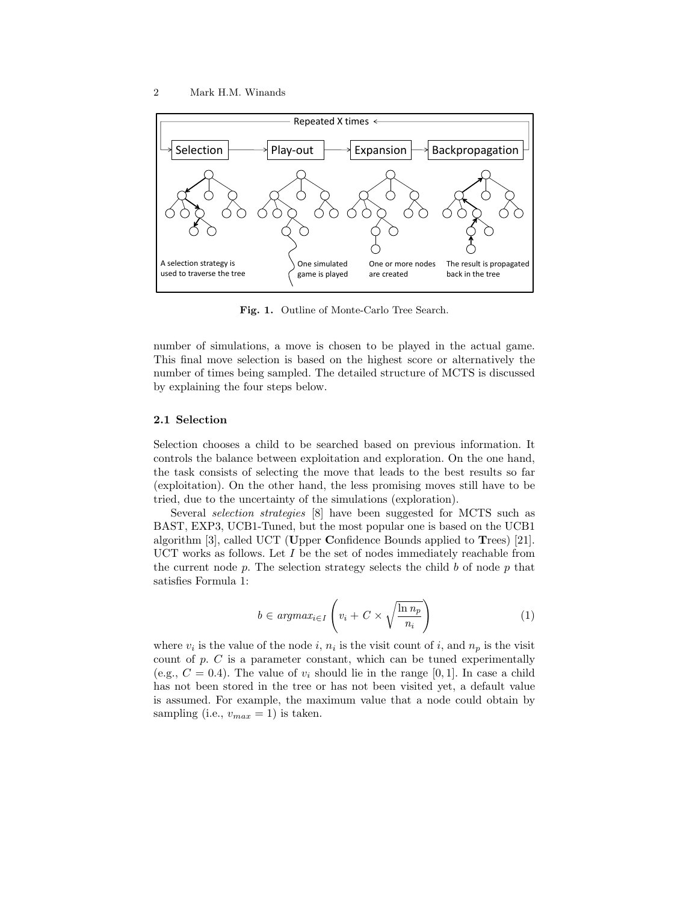Fig. 1. Outline of Monte-Carlo Tree Search.

number of simulations, a move is chosen to be played in the actual game. This final move selection is based on the highest score or alternatively the number of times being sampled. The detailed structure of MCTS is discussed by explaining the four steps below.

### 2.1 Selection

Selection chooses a child to be searched based on previous information. It controls the balance between exploitation and exploration. On the one hand, the task consists of selecting the move that leads to the best results so far (exploitation). On the other hand, the less promising moves still have to be tried, due to the uncertainty of the simulations (exploration).

Several *selection strategies* [8] have been suggested for MCTS such as BAST, EXP3, UCB1-Tuned, but the most popular one is based on the UCB1 algorithm [3], called UCT (**U**pper **C**onfidence Bounds applied to **T**rees) [21]. UCT works as follows. Let $I$ be the set of nodes immediately reachable from the current node $p$. The selection strategy selects the child $b$ of node $p$ that satisfies Formula 1:

$$b \in argmax_{i \in I} \left( v_i + C \times \sqrt{\frac{\ln n_p}{n_i}} \right) \tag{1}$$

where $v_i$ is the value of the node $i$, $n_i$ is the visit count of $i$, and $n_p$ is the visit count of $p$. $C$ is a parameter constant, which can be tuned experimentally (e.g., $C = 0.4$). The value of $v_i$ should lie in the range $[0, 1]$. In case a child has not been stored in the tree or has not been visited yet, a default value is assumed. For example, the maximum value that a node could obtain by sampling (i.e., $v_{max} = 1$) is taken.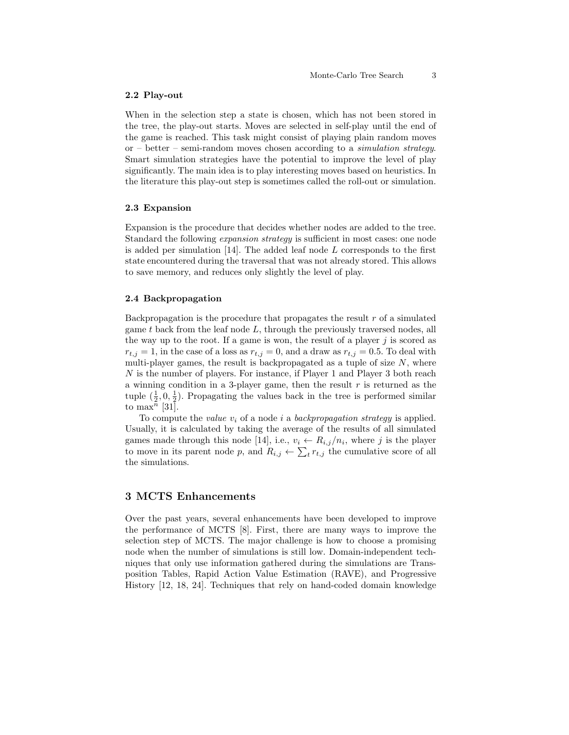### 2.2 Play-out

When in the selection step a state is chosen, which has not been stored in the tree, the play-out starts. Moves are selected in self-play until the end of the game is reached. This task might consist of playing plain random moves or – better – semi-random moves chosen according to a *simulation strategy*. Smart simulation strategies have the potential to improve the level of play significantly. The main idea is to play interesting moves based on heuristics. In the literature this play-out step is sometimes called the roll-out or simulation.

### 2.3 Expansion

Expansion is the procedure that decides whether nodes are added to the tree. Standard the following *expansion strategy* is sufficient in most cases: one node is added per simulation [14]. The added leaf node $L$ corresponds to the first state encountered during the traversal that was not already stored. This allows to save memory, and reduces only slightly the level of play.

### 2.4 Backpropagation

Backpropagation is the procedure that propagates the result $r$ of a simulated game $t$ back from the leaf node $L$, through the previously traversed nodes, all the way up to the root. If a game is won, the result of a player $j$ is scored as $r_{t,j} = 1$, in the case of a loss as $r_{t,j} = 0$, and a draw as $r_{t,j} = 0.5$. To deal with multi-player games, the result is backpropagated as a tuple of size $N$, where $N$ is the number of players. For instance, if Player 1 and Player 3 both reach a winning condition in a 3-player game, then the result $r$ is returned as the tuple $(\frac{1}{2}, 0, \frac{1}{2})$. Propagating the values back in the tree is performed similar to $\max^n$ [31].

To compute the *value* $v_i$ of a node $i$ a *backpropagation strategy* is applied. Usually, it is calculated by taking the average of the results of all simulated games made through this node [14], i.e., $v_i \leftarrow R_{i,j}/n_i$, where $j$ is the player to move in its parent node $p$, and $R_{i,j} \leftarrow \sum_t r_{t,j}$ the cumulative score of all the simulations.

## 3 MCTS Enhancements

Over the past years, several enhancements have been developed to improve the performance of MCTS [8]. First, there are many ways to improve the selection step of MCTS. The major challenge is how to choose a promising node when the number of simulations is still low. Domain-independent techniques that only use information gathered during the simulations are Transposition Tables, Rapid Action Value Estimation (RAVE), and Progressive History [12, 18, 24]. Techniques that rely on hand-coded domain knowledge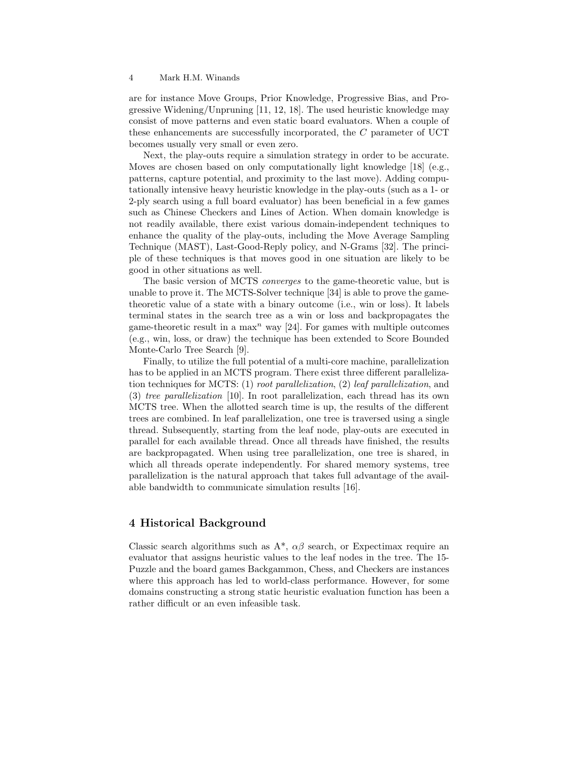are for instance Move Groups, Prior Knowledge, Progressive Bias, and Progressive Widening/Unpruning [11, 12, 18]. The used heuristic knowledge may consist of move patterns and even static board evaluators. When a couple of these enhancements are successfully incorporated, the $C$ parameter of UCT becomes usually very small or even zero.

Next, the play-outs require a simulation strategy in order to be accurate. Moves are chosen based on only computationally light knowledge [18] (e.g., patterns, capture potential, and proximity to the last move). Adding computationally intensive heavy heuristic knowledge in the play-outs (such as a 1- or 2-ply search using a full board evaluator) has been beneficial in a few games such as Chinese Checkers and Lines of Action. When domain knowledge is not readily available, there exist various domain-independent techniques to enhance the quality of the play-outs, including the Move Average Sampling Technique (MAST), Last-Good-Reply policy, and N-Grams [32]. The principle of these techniques is that moves good in one situation are likely to be good in other situations as well.

The basic version of MCTS *converges* to the game-theoretic value, but is unable to prove it. The MCTS-Solver technique [34] is able to prove the game-theoretic value of a state with a binary outcome (i.e., win or loss). It labels terminal states in the search tree as a win or loss and backpropagates the game-theoretic result in a $\max^n$ way [24]. For games with multiple outcomes (e.g., win, loss, or draw) the technique has been extended to Score Bounded Monte-Carlo Tree Search [9].

Finally, to utilize the full potential of a multi-core machine, parallelization has to be applied in an MCTS program. There exist three different parallelization techniques for MCTS: (1) *root parallelization*, (2) *leaf parallelization*, and (3) *tree parallelization* [10]. In root parallelization, each thread has its own MCTS tree. When the allotted search time is up, the results of the different trees are combined. In leaf parallelization, one tree is traversed using a single thread. Subsequently, starting from the leaf node, play-outs are executed in parallel for each available thread. Once all threads have finished, the results are backpropagated. When using tree parallelization, one tree is shared, in which all threads operate independently. For shared memory systems, tree parallelization is the natural approach that takes full advantage of the available bandwidth to communicate simulation results [16].

## 4 Historical Background

Classic search algorithms such as A*, $\alpha\beta$ search, or Expectimax require an evaluator that assigns heuristic values to the leaf nodes in the tree. The 15-Puzzle and the board games Backgammon, Chess, and Checkers are instances where this approach has led to world-class performance. However, for some domains constructing a strong static heuristic evaluation function has been a rather difficult or an even infeasible task.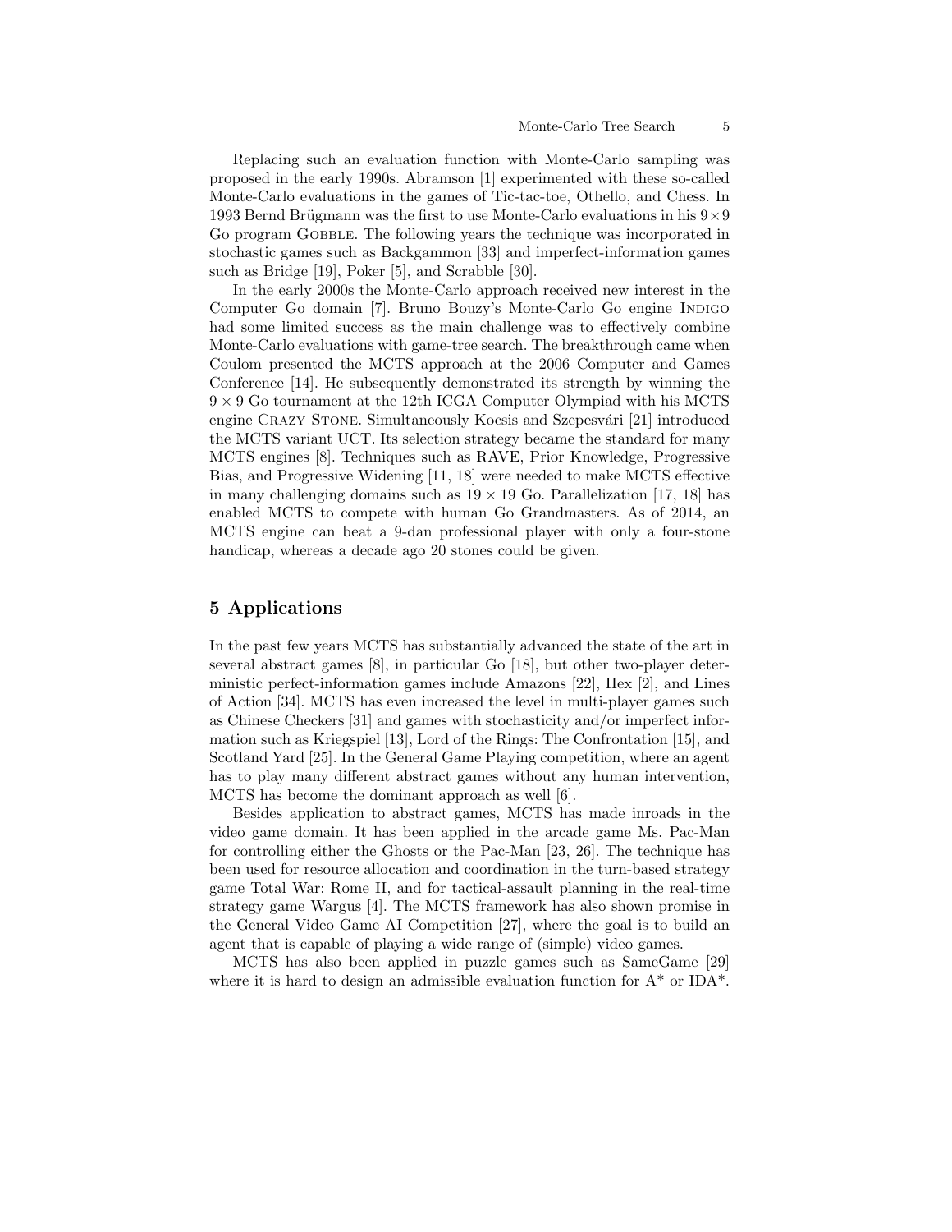Replacing such an evaluation function with Monte-Carlo sampling was proposed in the early 1990s. Abramson [1] experimented with these so-called Monte-Carlo evaluations in the games of Tic-tac-toe, Othello, and Chess. In 1993 Bernd Brügmann was the first to use Monte-Carlo evaluations in his $9 \times 9$ Go program Gobble. The following years the technique was incorporated in stochastic games such as Backgammon [33] and imperfect-information games such as Bridge [19], Poker [5], and Scrabble [30].

In the early 2000s the Monte-Carlo approach received new interest in the Computer Go domain [7]. Bruno Bouzy's Monte-Carlo Go engine Indigo had some limited success as the main challenge was to effectively combine Monte-Carlo evaluations with game-tree search. The breakthrough came when Coulom presented the MCTS approach at the 2006 Computer and Games Conference [14]. He subsequently demonstrated its strength by winning the $9 \times 9$ Go tournament at the 12th ICGA Computer Olympiad with his MCTS engine Crazy Stone. Simultaneously Kocsis and Szepesvári [21] introduced the MCTS variant UCT. Its selection strategy became the standard for many MCTS engines [8]. Techniques such as RAVE, Prior Knowledge, Progressive Bias, and Progressive Widening [11, 18] were needed to make MCTS effective in many challenging domains such as $19 \times 19$ Go. Parallelization [17, 18] has enabled MCTS to compete with human Go Grandmasters. As of 2014, an MCTS engine can beat a 9-dan professional player with only a four-stone handicap, whereas a decade ago 20 stones could be given.

## 5 Applications

In the past few years MCTS has substantially advanced the state of the art in several abstract games [8], in particular Go [18], but other two-player deterministic perfect-information games include Amazons [22], Hex [2], and Lines of Action [34]. MCTS has even increased the level in multi-player games such as Chinese Checkers [31] and games with stochasticity and/or imperfect information such as Kriegspiel [13], Lord of the Rings: The Confrontation [15], and Scotland Yard [25]. In the General Game Playing competition, where an agent has to play many different abstract games without any human intervention, MCTS has become the dominant approach as well [6].

Besides application to abstract games, MCTS has made inroads in the video game domain. It has been applied in the arcade game Ms. Pac-Man for controlling either the Ghosts or the Pac-Man [23, 26]. The technique has been used for resource allocation and coordination in the turn-based strategy game Total War: Rome II, and for tactical-assault planning in the real-time strategy game Wargus [4]. The MCTS framework has also shown promise in the General Video Game AI Competition [27], where the goal is to build an agent that is capable of playing a wide range of (simple) video games.

MCTS has also been applied in puzzle games such as SameGame [29] where it is hard to design an admissible evaluation function for A* or IDA*.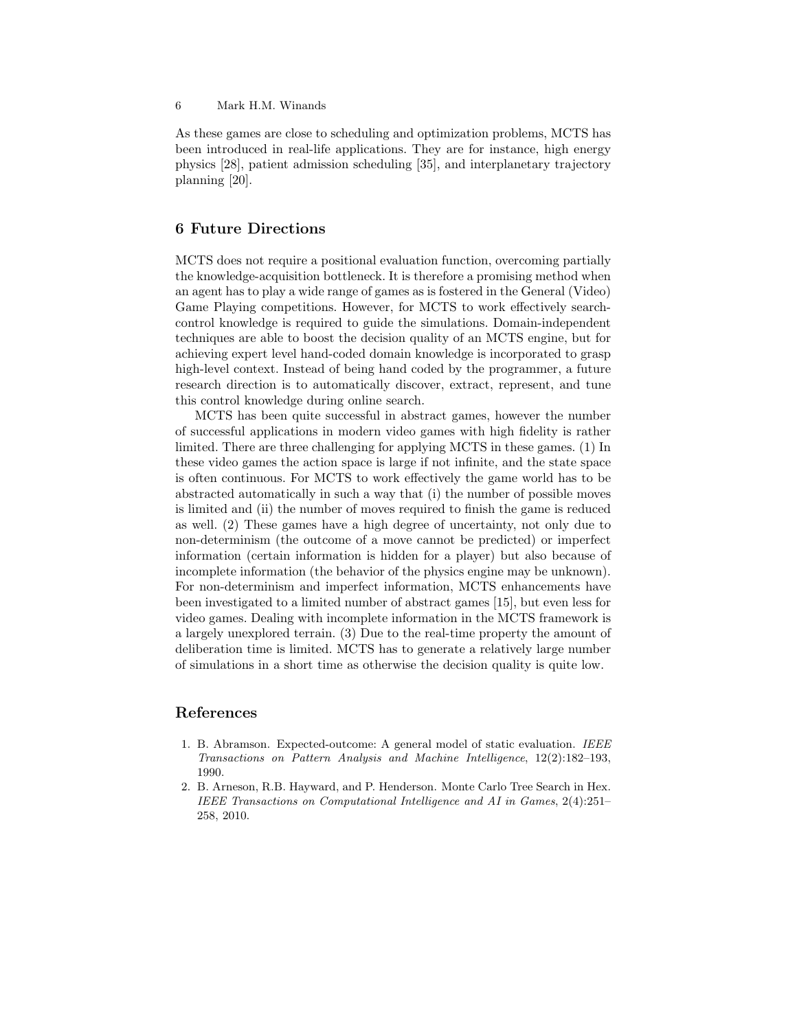As these games are close to scheduling and optimization problems, MCTS has been introduced in real-life applications. They are for instance, high energy physics [28], patient admission scheduling [35], and interplanetary trajectory planning [20].

## 6 Future Directions

MCTS does not require a positional evaluation function, overcoming partially the knowledge-acquisition bottleneck. It is therefore a promising method when an agent has to play a wide range of games as is fostered in the General (Video) Game Playing competitions. However, for MCTS to work effectively search-control knowledge is required to guide the simulations. Domain-independent techniques are able to boost the decision quality of an MCTS engine, but for achieving expert level hand-coded domain knowledge is incorporated to grasp high-level context. Instead of being hand coded by the programmer, a future research direction is to automatically discover, extract, represent, and tune this control knowledge during online search.

MCTS has been quite successful in abstract games, however the number of successful applications in modern video games with high fidelity is rather limited. There are three challenging for applying MCTS in these games. (1) In these video games the action space is large if not infinite, and the state space is often continuous. For MCTS to work effectively the game world has to be abstracted automatically in such a way that (i) the number of possible moves is limited and (ii) the number of moves required to finish the game is reduced as well. (2) These games have a high degree of uncertainty, not only due to non-determinism (the outcome of a move cannot be predicted) or imperfect information (certain information is hidden for a player) but also because of incomplete information (the behavior of the physics engine may be unknown). For non-determinism and imperfect information, MCTS enhancements have been investigated to a limited number of abstract games [15], but even less for video games. Dealing with incomplete information in the MCTS framework is a largely unexplored terrain. (3) Due to the real-time property the amount of deliberation time is limited. MCTS has to generate a relatively large number of simulations in a short time as otherwise the decision quality is quite low.

## References

1. B. Abramson. Expected-outcome: A general model of static evaluation. *IEEE Transactions on Pattern Analysis and Machine Intelligence*, 12(2):182–193, 1990.
2. B. Arneson, R.B. Hayward, and P. Henderson. Monte Carlo Tree Search in Hex. *IEEE Transactions on Computational Intelligence and AI in Games*, 2(4):251–258, 2010.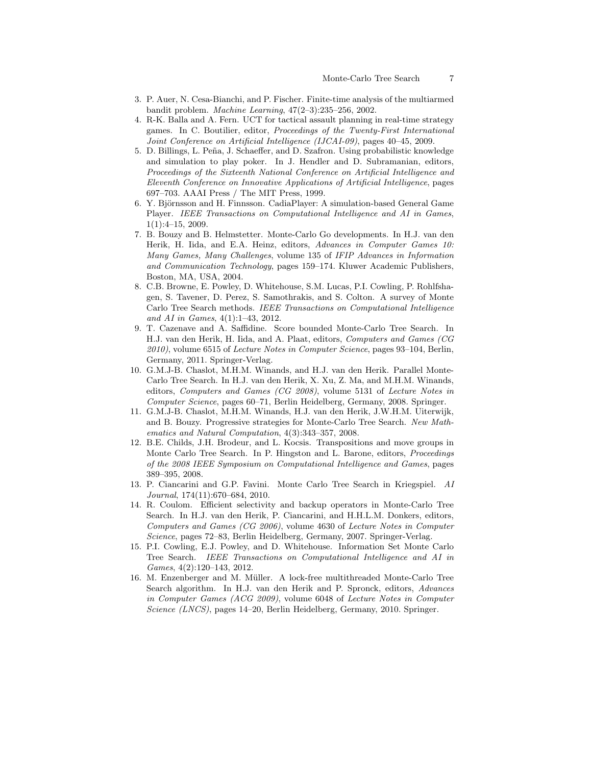3. P. Auer, N. Cesa-Bianchi, and P. Fischer. Finite-time analysis of the multiarmed bandit problem. *Machine Learning*, 47(2–3):235–256, 2002.
4. R-K. Balla and A. Fern. UCT for tactical assault planning in real-time strategy games. In C. Boutilier, editor, *Proceedings of the Twenty-First International Joint Conference on Artificial Intelligence (IJCAI-09)*, pages 40–45, 2009.
5. D. Billings, L. Peña, J. Schaeffer, and D. Szafron. Using probabilistic knowledge and simulation to play poker. In J. Hendler and D. Subramanian, editors, *Proceedings of the Sixteenth National Conference on Artificial Intelligence and Eleventh Conference on Innovative Applications of Artificial Intelligence*, pages 697–703. AAAI Press / The MIT Press, 1999.
6. Y. Björnsson and H. Finnsson. CadiaPlayer: A simulation-based General Game Player. *IEEE Transactions on Computational Intelligence and AI in Games*, 1(1):4–15, 2009.
7. B. Bouzy and B. Helmstetter. Monte-Carlo Go developments. In H.J. van den Herik, H. Iida, and E.A. Heinz, editors, *Advances in Computer Games 10: Many Games, Many Challenges*, volume 135 of *IFIP Advances in Information and Communication Technology*, pages 159–174. Kluwer Academic Publishers, Boston, MA, USA, 2004.
8. C.B. Browne, E. Powley, D. Whitehouse, S.M. Lucas, P.I. Cowling, P. Rohlfshagen, S. Tavener, D. Perez, S. Samothrakis, and S. Colton. A survey of Monte Carlo Tree Search methods. *IEEE Transactions on Computational Intelligence and AI in Games*, 4(1):1–43, 2012.
9. T. Cazenave and A. Saffidine. Score bounded Monte-Carlo Tree Search. In H.J. van den Herik, H. Iida, and A. Plaat, editors, *Computers and Games (CG 2010)*, volume 6515 of *Lecture Notes in Computer Science*, pages 93–104, Berlin, Germany, 2011. Springer-Verlag.
10. G.M.J-B. Chaslot, M.H.M. Winands, and H.J. van den Herik. Parallel Monte-Carlo Tree Search. In H.J. van den Herik, X. Xu, Z. Ma, and M.H.M. Winands, editors, *Computers and Games (CG 2008)*, volume 5131 of *Lecture Notes in Computer Science*, pages 60–71, Berlin Heidelberg, Germany, 2008. Springer.
11. G.M.J-B. Chaslot, M.H.M. Winands, H.J. van den Herik, J.W.H.M. Uiterwijk, and B. Bouzy. Progressive strategies for Monte-Carlo Tree Search. *New Mathematics and Natural Computation*, 4(3):343–357, 2008.
12. B.E. Childs, J.H. Brodeur, and L. Kocsis. Transpositions and move groups in Monte Carlo Tree Search. In P. Hingston and L. Barone, editors, *Proceedings of the 2008 IEEE Symposium on Computational Intelligence and Games*, pages 389–395, 2008.
13. P. Ciancarini and G.P. Favini. Monte Carlo Tree Search in Kriegspiel. *AI Journal*, 174(11):670–684, 2010.
14. R. Coulom. Efficient selectivity and backup operators in Monte-Carlo Tree Search. In H.J. van den Herik, P. Ciancarini, and H.H.L.M. Donkers, editors, *Computers and Games (CG 2006)*, volume 4630 of *Lecture Notes in Computer Science*, pages 72–83, Berlin Heidelberg, Germany, 2007. Springer-Verlag.
15. P.I. Cowling, E.J. Powley, and D. Whitehouse. Information Set Monte Carlo Tree Search. *IEEE Transactions on Computational Intelligence and AI in Games*, 4(2):120–143, 2012.
16. M. Enzenberger and M. Müller. A lock-free multithreaded Monte-Carlo Tree Search algorithm. In H.J. van den Herik and P. Spronck, editors, *Advances in Computer Games (ACG 2009)*, volume 6048 of *Lecture Notes in Computer Science (LNCS)*, pages 14–20, Berlin Heidelberg, Germany, 2010. Springer.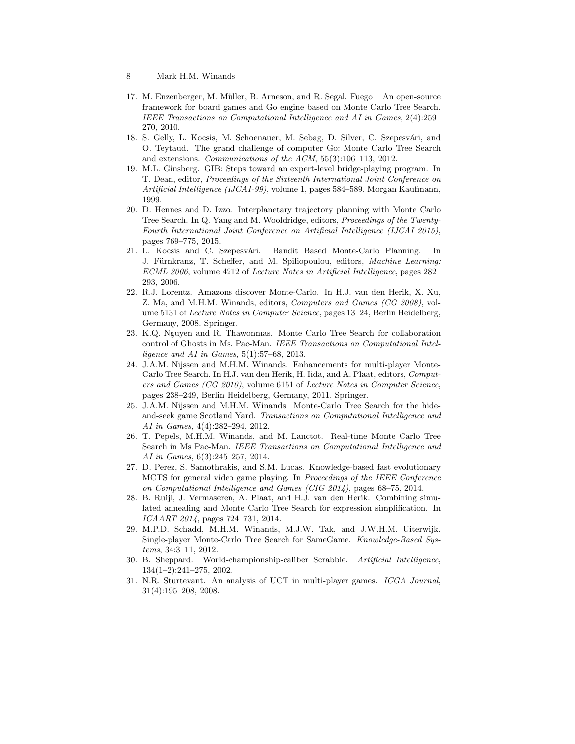17. M. Enzenberger, M. Müller, B. Arneson, and R. Segal. Fuego – An open-source framework for board games and Go engine based on Monte Carlo Tree Search. *IEEE Transactions on Computational Intelligence and AI in Games*, 2(4):259–270, 2010.
18. S. Gelly, L. Kocsis, M. Schoenauer, M. Sebag, D. Silver, C. Szepesvári, and O. Teytaud. The grand challenge of computer Go: Monte Carlo Tree Search and extensions. *Communications of the ACM*, 55(3):106–113, 2012.
19. M.L. Ginsberg. GIB: Steps toward an expert-level bridge-playing program. In T. Dean, editor, *Proceedings of the Sixteenth International Joint Conference on Artificial Intelligence (IJCAI-99)*, volume 1, pages 584–589. Morgan Kaufmann, 1999.
20. D. Hennes and D. Izzo. Interplanetary trajectory planning with Monte Carlo Tree Search. In Q. Yang and M. Wooldridge, editors, *Proceedings of the Twenty-Fourth International Joint Conference on Artificial Intelligence (IJCAI 2015)*, pages 769–775, 2015.
21. L. Kocsis and C. Szepesvári. Bandit Based Monte-Carlo Planning. In J. Fürnkranz, T. Scheffer, and M. Spiliopoulou, editors, *Machine Learning: ECML 2006*, volume 4212 of *Lecture Notes in Artificial Intelligence*, pages 282–293, 2006.
22. R.J. Lorentz. Amazons discover Monte-Carlo. In H.J. van den Herik, X. Xu, Z. Ma, and M.H.M. Winands, editors, *Computers and Games (CG 2008)*, volume 5131 of *Lecture Notes in Computer Science*, pages 13–24, Berlin Heidelberg, Germany, 2008. Springer.
23. K.Q. Nguyen and R. Thawonmas. Monte Carlo Tree Search for collaboration control of Ghosts in Ms. Pac-Man. *IEEE Transactions on Computational Intelligence and AI in Games*, 5(1):57–68, 2013.
24. J.A.M. Nijssen and M.H.M. Winands. Enhancements for multi-player Monte-Carlo Tree Search. In H.J. van den Herik, H. Iida, and A. Plaat, editors, *Computers and Games (CG 2010)*, volume 6151 of *Lecture Notes in Computer Science*, pages 238–249, Berlin Heidelberg, Germany, 2011. Springer.
25. J.A.M. Nijssen and M.H.M. Winands. Monte-Carlo Tree Search for the hide-and-seek game Scotland Yard. *Transactions on Computational Intelligence and AI in Games*, 4(4):282–294, 2012.
26. T. Pepels, M.H.M. Winands, and M. Lanctot. Real-time Monte Carlo Tree Search in Ms Pac-Man. *IEEE Transactions on Computational Intelligence and AI in Games*, 6(3):245–257, 2014.
27. D. Perez, S. Samothrakis, and S.M. Lucas. Knowledge-based fast evolutionary MCTS for general video game playing. In *Proceedings of the IEEE Conference on Computational Intelligence and Games (CIG 2014)*, pages 68–75, 2014.
28. B. Ruijl, J. Vermaseren, A. Plaat, and H.J. van den Herik. Combining simulated annealing and Monte Carlo Tree Search for expression simplification. In *ICAART 2014*, pages 724–731, 2014.
29. M.P.D. Schadd, M.H.M. Winands, M.J.W. Tak, and J.W.H.M. Uiterwijk. Single-player Monte-Carlo Tree Search for SameGame. *Knowledge-Based Systems*, 34:3–11, 2012.
30. B. Sheppard. World-championship-caliber Scrabble. *Artificial Intelligence*, 134(1–2):241–275, 2002.
31. N.R. Sturtevant. An analysis of UCT in multi-player games. *ICGA Journal*, 31(4):195–208, 2008.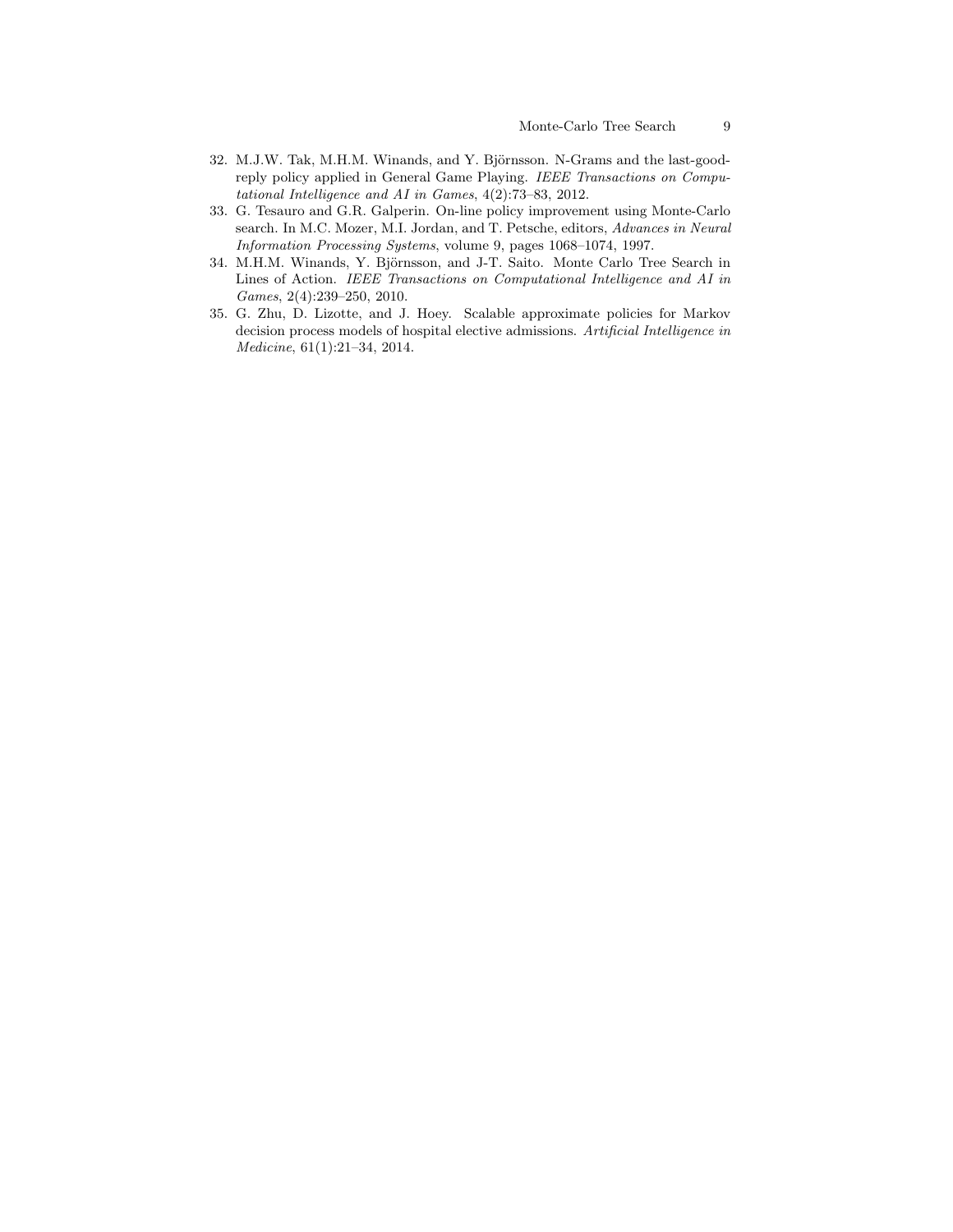32. M.J.W. Tak, M.H.M. Winands, and Y. Björnsson. N-Grams and the last-good-reply policy applied in General Game Playing. *IEEE Transactions on Computational Intelligence and AI in Games*, 4(2):73–83, 2012.
33. G. Tesauro and G.R. Galperin. On-line policy improvement using Monte-Carlo search. In M.C. Mozer, M.I. Jordan, and T. Petsche, editors, *Advances in Neural Information Processing Systems*, volume 9, pages 1068–1074, 1997.
34. M.H.M. Winands, Y. Björnsson, and J-T. Saito. Monte Carlo Tree Search in Lines of Action. *IEEE Transactions on Computational Intelligence and AI in Games*, 2(4):239–250, 2010.
35. G. Zhu, D. Lizotte, and J. Hoey. Scalable approximate policies for Markov decision process models of hospital elective admissions. *Artificial Intelligence in Medicine*, 61(1):21–34, 2014.